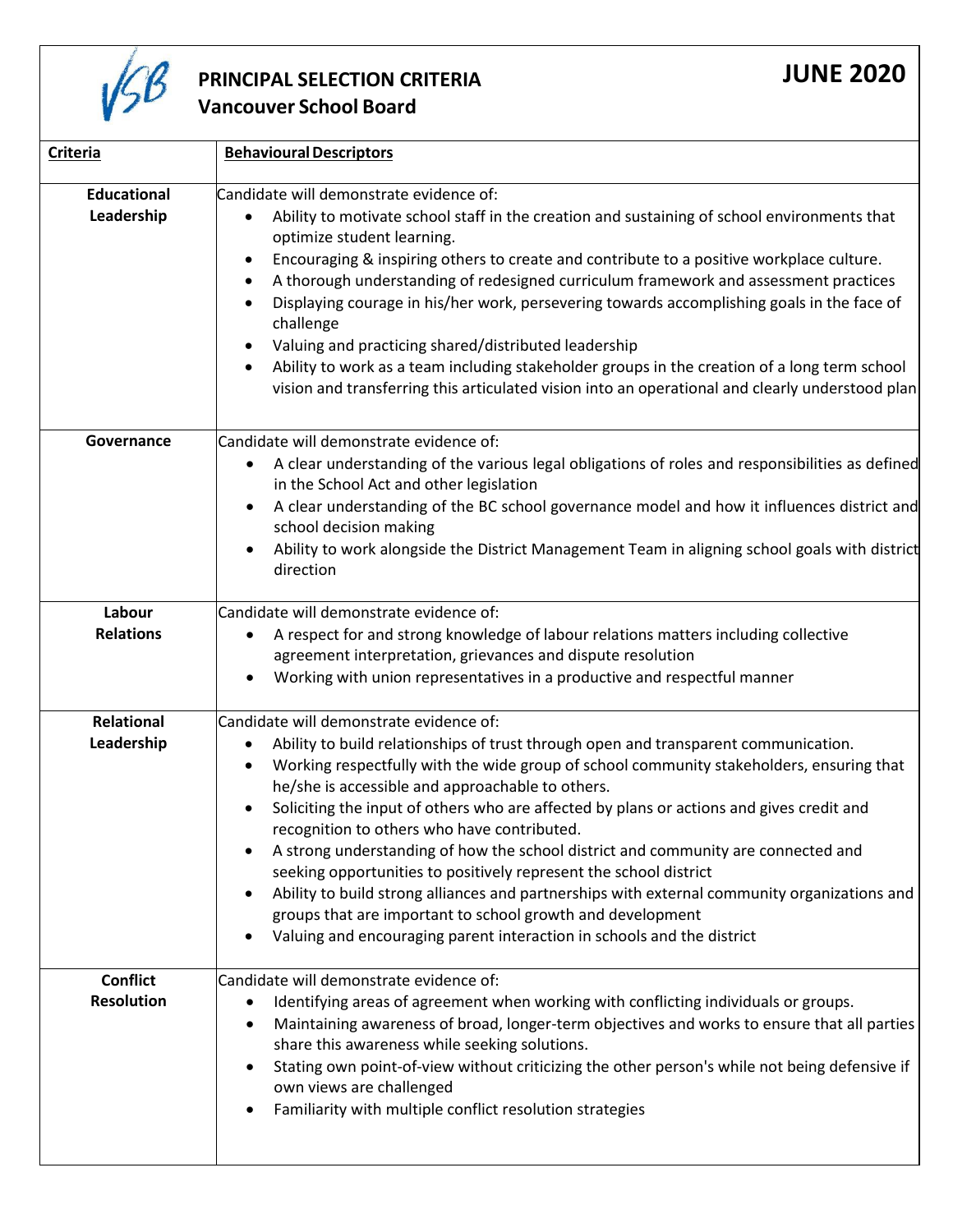# PRINCIPAL SELECTION CRITERIA
## Vancouver School Board

**JUNE 2020**

| Criteria | Behavioural Descriptors |
| --- | --- |
| **Educational Leadership** | Candidate will demonstrate evidence of:<br>• Ability to motivate school staff in the creation and sustaining of school environments that optimize student learning.<br>• Encouraging & inspiring others to create and contribute to a positive workplace culture.<br>• A thorough understanding of redesigned curriculum framework and assessment practices<br>• Displaying courage in his/her work, persevering towards accomplishing goals in the face of challenge<br>• Valuing and practicing shared/distributed leadership<br>• Ability to work as a team including stakeholder groups in the creation of a long term school vision and transferring this articulated vision into an operational and clearly understood plan |
| **Governance** | Candidate will demonstrate evidence of:<br>• A clear understanding of the various legal obligations of roles and responsibilities as defined in the School Act and other legislation<br>• A clear understanding of the BC school governance model and how it influences district and school decision making<br>• Ability to work alongside the District Management Team in aligning school goals with district direction |
| **Labour Relations** | Candidate will demonstrate evidence of:<br>• A respect for and strong knowledge of labour relations matters including collective agreement interpretation, grievances and dispute resolution<br>• Working with union representatives in a productive and respectful manner |
| **Relational Leadership** | Candidate will demonstrate evidence of:<br>• Ability to build relationships of trust through open and transparent communication.<br>• Working respectfully with the wide group of school community stakeholders, ensuring that he/she is accessible and approachable to others.<br>• Soliciting the input of others who are affected by plans or actions and gives credit and recognition to others who have contributed.<br>• A strong understanding of how the school district and community are connected and seeking opportunities to positively represent the school district<br>• Ability to build strong alliances and partnerships with external community organizations and groups that are important to school growth and development<br>• Valuing and encouraging parent interaction in schools and the district |
| **Conflict Resolution** | Candidate will demonstrate evidence of:<br>• Identifying areas of agreement when working with conflicting individuals or groups.<br>• Maintaining awareness of broad, longer-term objectives and works to ensure that all parties share this awareness while seeking solutions.<br>• Stating own point-of-view without criticizing the other person's while not being defensive if own views are challenged<br>• Familiarity with multiple conflict resolution strategies |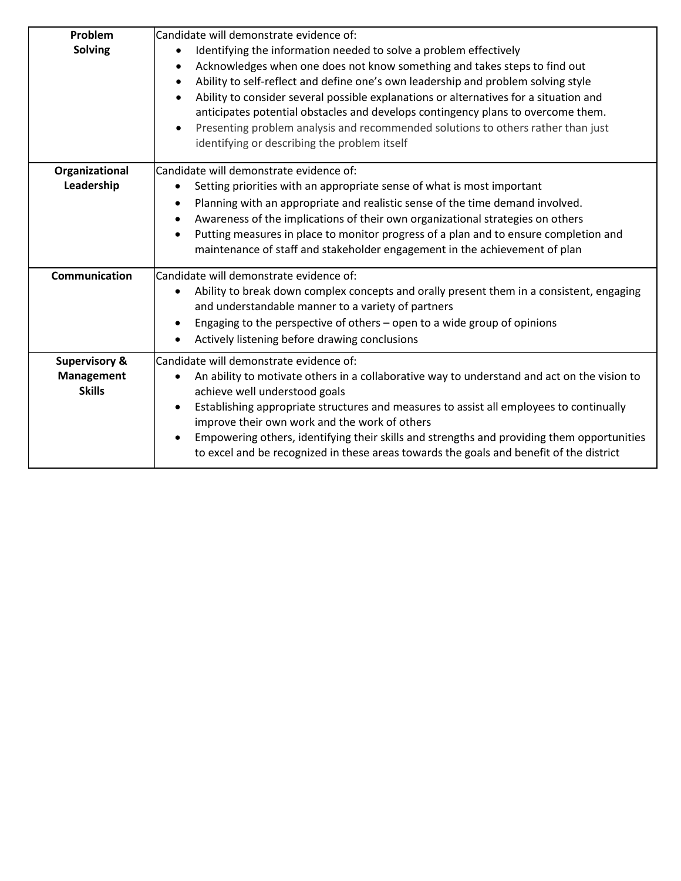| | |
|---|---|
| **Problem Solving** | Candidate will demonstrate evidence of:<br>• Identifying the information needed to solve a problem effectively<br>• Acknowledges when one does not know something and takes steps to find out<br>• Ability to self-reflect and define one's own leadership and problem solving style<br>• Ability to consider several possible explanations or alternatives for a situation and anticipates potential obstacles and develops contingency plans to overcome them.<br>• Presenting problem analysis and recommended solutions to others rather than just identifying or describing the problem itself |
| **Organizational Leadership** | Candidate will demonstrate evidence of:<br>• Setting priorities with an appropriate sense of what is most important<br>• Planning with an appropriate and realistic sense of the time demand involved.<br>• Awareness of the implications of their own organizational strategies on others<br>• Putting measures in place to monitor progress of a plan and to ensure completion and maintenance of staff and stakeholder engagement in the achievement of plan |
| **Communication** | Candidate will demonstrate evidence of:<br>• Ability to break down complex concepts and orally present them in a consistent, engaging and understandable manner to a variety of partners<br>• Engaging to the perspective of others – open to a wide group of opinions<br>• Actively listening before drawing conclusions |
| **Supervisory & Management Skills** | Candidate will demonstrate evidence of:<br>• An ability to motivate others in a collaborative way to understand and act on the vision to achieve well understood goals<br>• Establishing appropriate structures and measures to assist all employees to continually improve their own work and the work of others<br>• Empowering others, identifying their skills and strengths and providing them opportunities to excel and be recognized in these areas towards the goals and benefit of the district |